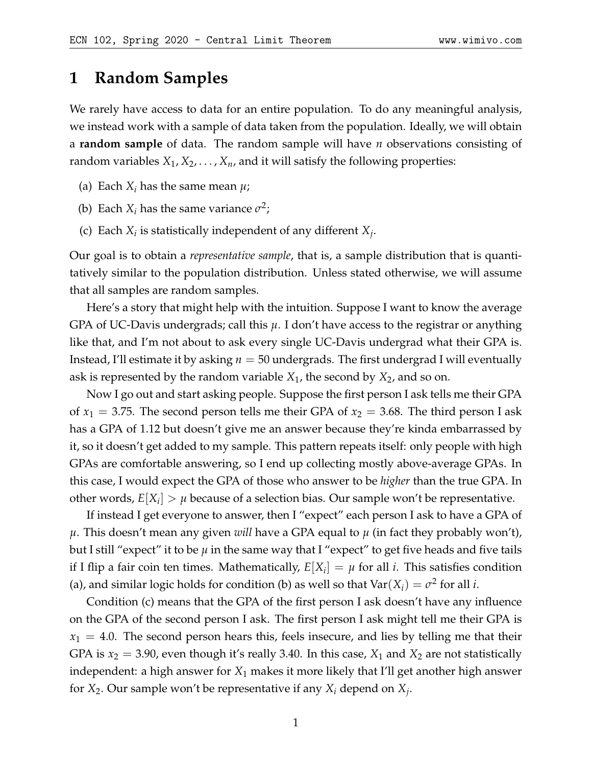# 1 Random Samples

We rarely have access to data for an entire population. To do any meaningful analysis, we instead work with a sample of data taken from the population. Ideally, we will obtain a **random sample** of data. The random sample will have $n$ observations consisting of random variables $X_1, X_2, \ldots, X_n$, and it will satisfy the following properties:

(a) Each $X_i$ has the same mean $\mu$;

(b) Each $X_i$ has the same variance $\sigma^2$;

(c) Each $X_i$ is statistically independent of any different $X_j$.

Our goal is to obtain a *representative sample*, that is, a sample distribution that is quantitatively similar to the population distribution. Unless stated otherwise, we will assume that all samples are random samples.

Here's a story that might help with the intuition. Suppose I want to know the average GPA of UC-Davis undergrads; call this $\mu$. I don't have access to the registrar or anything like that, and I'm not about to ask every single UC-Davis undergrad what their GPA is. Instead, I'll estimate it by asking $n = 50$ undergrads. The first undergrad I will eventually ask is represented by the random variable $X_1$, the second by $X_2$, and so on.

Now I go out and start asking people. Suppose the first person I ask tells me their GPA of $x_1 = 3.75$. The second person tells me their GPA of $x_2 = 3.68$. The third person I ask has a GPA of 1.12 but doesn't give me an answer because they're kinda embarrassed by it, so it doesn't get added to my sample. This pattern repeats itself: only people with high GPAs are comfortable answering, so I end up collecting mostly above-average GPAs. In this case, I would expect the GPA of those who answer to be *higher* than the true GPA. In other words, $E[X_i] > \mu$ because of a selection bias. Our sample won't be representative.

If instead I get everyone to answer, then I "expect" each person I ask to have a GPA of $\mu$. This doesn't mean any given *will* have a GPA equal to $\mu$ (in fact they probably won't), but I still "expect" it to be $\mu$ in the same way that I "expect" to get five heads and five tails if I flip a fair coin ten times. Mathematically, $E[X_i] = \mu$ for all $i$. This satisfies condition (a), and similar logic holds for condition (b) as well so that $\text{Var}(X_i) = \sigma^2$ for all $i$.

Condition (c) means that the GPA of the first person I ask doesn't have any influence on the GPA of the second person I ask. The first person I ask might tell me their GPA is $x_1 = 4.0$. The second person hears this, feels insecure, and lies by telling me that their GPA is $x_2 = 3.90$, even though it's really 3.40. In this case, $X_1$ and $X_2$ are not statistically independent: a high answer for $X_1$ makes it more likely that I'll get another high answer for $X_2$. Our sample won't be representative if any $X_i$ depend on $X_j$.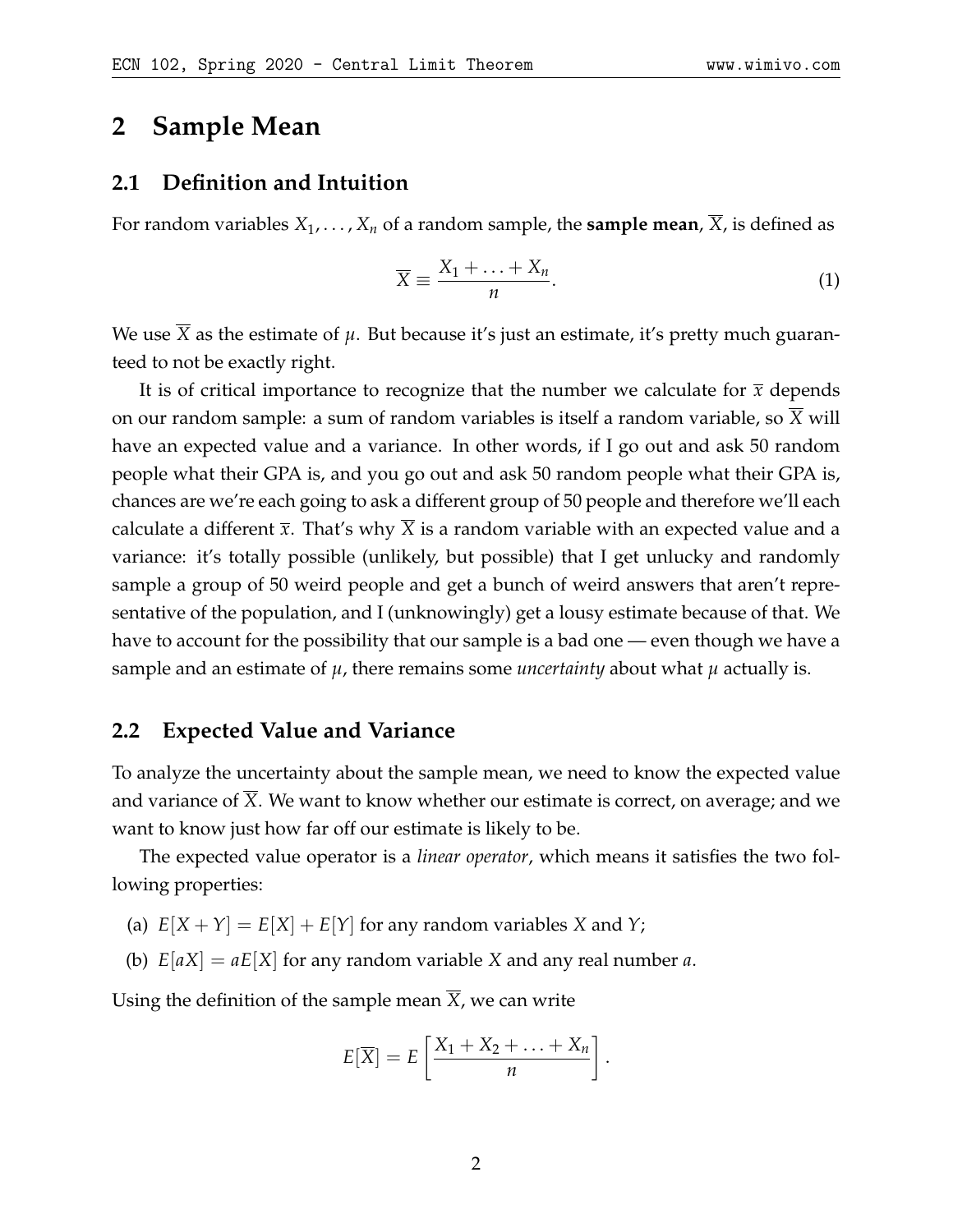# 2 Sample Mean

## 2.1 Definition and Intuition

For random variables $X_1, \ldots, X_n$ of a random sample, the **sample mean**, $\overline{X}$, is defined as

$$\overline{X} \equiv \frac{X_1 + \ldots + X_n}{n}. \tag{1}$$

We use $\overline{X}$ as the estimate of $\mu$. But because it's just an estimate, it's pretty much guaranteed to not be exactly right.

It is of critical importance to recognize that the number we calculate for $\overline{x}$ depends on our random sample: a sum of random variables is itself a random variable, so $\overline{X}$ will have an expected value and a variance. In other words, if I go out and ask 50 random people what their GPA is, and you go out and ask 50 random people what their GPA is, chances are we're each going to ask a different group of 50 people and therefore we'll each calculate a different $\overline{x}$. That's why $\overline{X}$ is a random variable with an expected value and a variance: it's totally possible (unlikely, but possible) that I get unlucky and randomly sample a group of 50 weird people and get a bunch of weird answers that aren't representative of the population, and I (unknowingly) get a lousy estimate because of that. We have to account for the possibility that our sample is a bad one — even though we have a sample and an estimate of $\mu$, there remains some *uncertainty* about what $\mu$ actually is.

## 2.2 Expected Value and Variance

To analyze the uncertainty about the sample mean, we need to know the expected value and variance of $\overline{X}$. We want to know whether our estimate is correct, on average; and we want to know just how far off our estimate is likely to be.

The expected value operator is a *linear operator*, which means it satisfies the two following properties:

(a) $E[X + Y] = E[X] + E[Y]$ for any random variables $X$ and $Y$;

(b) $E[aX] = aE[X]$ for any random variable $X$ and any real number $a$.

Using the definition of the sample mean $\overline{X}$, we can write

$$E[\overline{X}] = E\left[\frac{X_1 + X_2 + \ldots + X_n}{n}\right].$$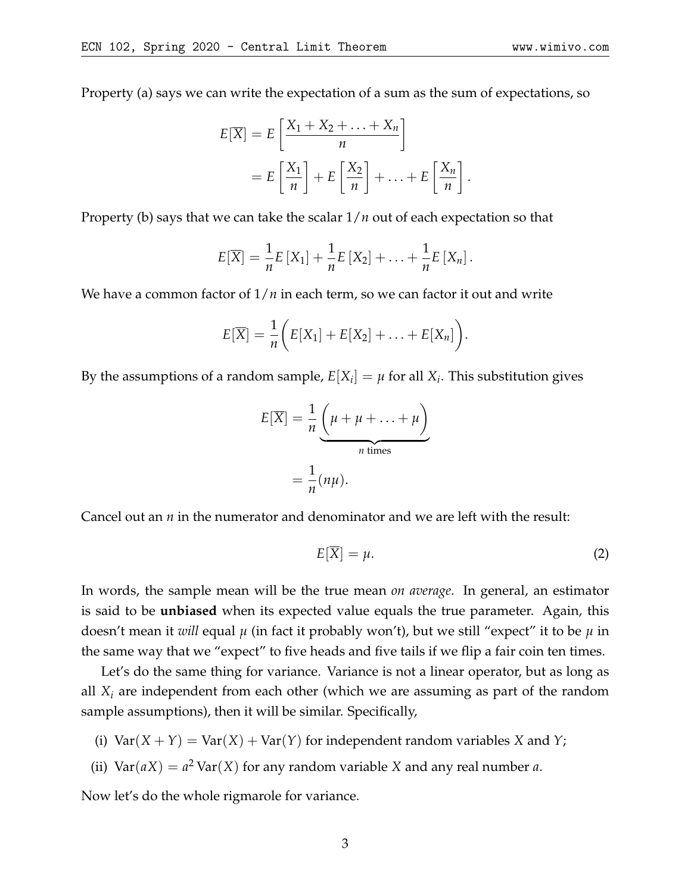Property (a) says we can write the expectation of a sum as the sum of expectations, so

$$
\begin{aligned}
E[\overline{X}] &= E\left[\frac{X_1 + X_2 + \ldots + X_n}{n}\right] \\
&= E\left[\frac{X_1}{n}\right] + E\left[\frac{X_2}{n}\right] + \ldots + E\left[\frac{X_n}{n}\right].
\end{aligned}
$$

Property (b) says that we can take the scalar $1/n$ out of each expectation so that

$$
E[\overline{X}] = \frac{1}{n}E[X_1] + \frac{1}{n}E[X_2] + \ldots + \frac{1}{n}E[X_n].
$$

We have a common factor of $1/n$ in each term, so we can factor it out and write

$$
E[\overline{X}] = \frac{1}{n}\Big(E[X_1] + E[X_2] + \ldots + E[X_n]\Big).
$$

By the assumptions of a random sample, $E[X_i] = \mu$ for all $X_i$. This substitution gives

$$
\begin{aligned}
E[\overline{X}] &= \frac{1}{n}\underbrace{\Big(\mu + \mu + \ldots + \mu\Big)}_{n \text{ times}} \\
&= \frac{1}{n}(n\mu).
\end{aligned}
$$

Cancel out an $n$ in the numerator and denominator and we are left with the result:

$$
E[\overline{X}] = \mu. \tag{2}
$$

In words, the sample mean will be the true mean *on average*. In general, an estimator is said to be **unbiased** when its expected value equals the true parameter. Again, this doesn't mean it *will* equal $\mu$ (in fact it probably won't), but we still "expect" it to be $\mu$ in the same way that we "expect" to five heads and five tails if we flip a fair coin ten times.

Let's do the same thing for variance. Variance is not a linear operator, but as long as all $X_i$ are independent from each other (which we are assuming as part of the random sample assumptions), then it will be similar. Specifically,

(i) $\text{Var}(X + Y) = \text{Var}(X) + \text{Var}(Y)$ for independent random variables $X$ and $Y$;

(ii) $\text{Var}(aX) = a^2\,\text{Var}(X)$ for any random variable $X$ and any real number $a$.

Now let's do the whole rigmarole for variance.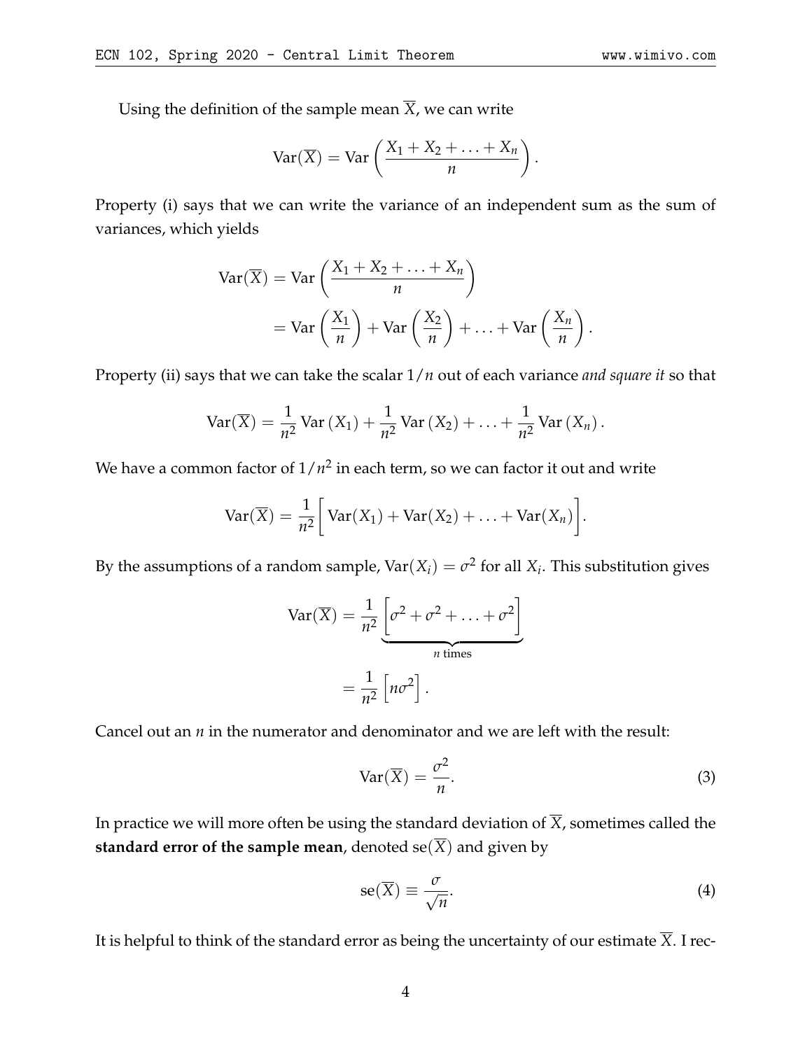Using the definition of the sample mean $\overline{X}$, we can write

$$\mathrm{Var}(\overline{X}) = \mathrm{Var}\left(\frac{X_1 + X_2 + \ldots + X_n}{n}\right).$$

Property (i) says that we can write the variance of an independent sum as the sum of variances, which yields

$$\begin{aligned}
\mathrm{Var}(\overline{X}) &= \mathrm{Var}\left(\frac{X_1 + X_2 + \ldots + X_n}{n}\right) \\
&= \mathrm{Var}\left(\frac{X_1}{n}\right) + \mathrm{Var}\left(\frac{X_2}{n}\right) + \ldots + \mathrm{Var}\left(\frac{X_n}{n}\right).
\end{aligned}$$

Property (ii) says that we can take the scalar $1/n$ out of each variance *and square it* so that

$$\mathrm{Var}(\overline{X}) = \frac{1}{n^2}\,\mathrm{Var}\left(X_1\right) + \frac{1}{n^2}\,\mathrm{Var}\left(X_2\right) + \ldots + \frac{1}{n^2}\,\mathrm{Var}\left(X_n\right).$$

We have a common factor of $1/n^2$ in each term, so we can factor it out and write

$$\mathrm{Var}(\overline{X}) = \frac{1}{n^2}\bigg[\mathrm{Var}(X_1) + \mathrm{Var}(X_2) + \ldots + \mathrm{Var}(X_n)\bigg].$$

By the assumptions of a random sample, $\mathrm{Var}(X_i) = \sigma^2$ for all $X_i$. This substitution gives

$$\begin{aligned}
\mathrm{Var}(\overline{X}) &= \frac{1}{n^2}\underbrace{\left[\sigma^2 + \sigma^2 + \ldots + \sigma^2\right]}_{n\text{ times}} \\
&= \frac{1}{n^2}\left[n\sigma^2\right].
\end{aligned}$$

Cancel out an $n$ in the numerator and denominator and we are left with the result:

$$\mathrm{Var}(\overline{X}) = \frac{\sigma^2}{n}. \tag{3}$$

In practice we will more often be using the standard deviation of $\overline{X}$, sometimes called the **standard error of the sample mean**, denoted $\mathrm{se}(\overline{X})$ and given by

$$\mathrm{se}(\overline{X}) \equiv \frac{\sigma}{\sqrt{n}}. \tag{4}$$

It is helpful to think of the standard error as being the uncertainty of our estimate $\overline{X}$. I rec-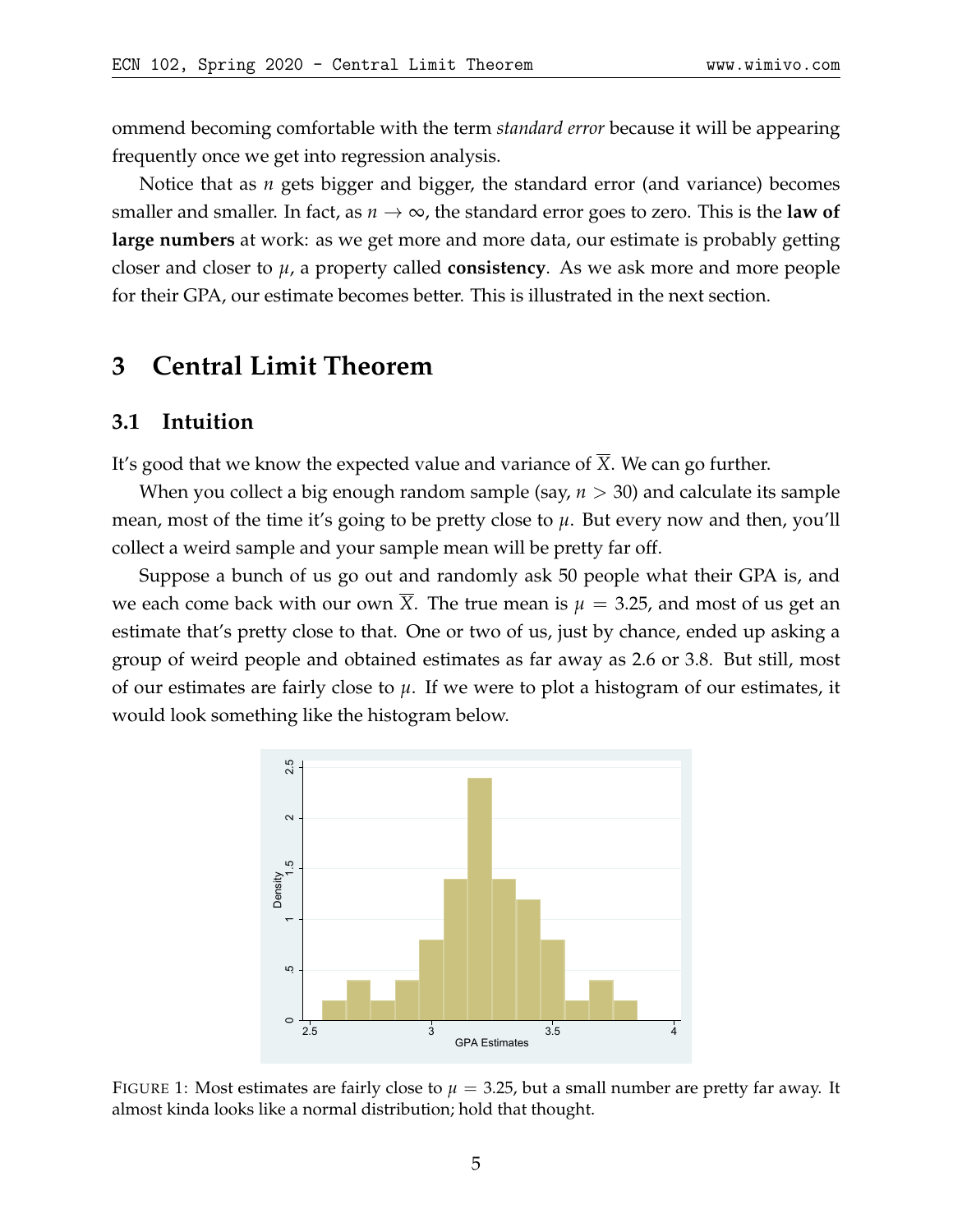ommend becoming comfortable with the term *standard error* because it will be appearing frequently once we get into regression analysis.

Notice that as $n$ gets bigger and bigger, the standard error (and variance) becomes smaller and smaller. In fact, as $n \to \infty$, the standard error goes to zero. This is the **law of large numbers** at work: as we get more and more data, our estimate is probably getting closer and closer to $\mu$, a property called **consistency**. As we ask more and more people for their GPA, our estimate becomes better. This is illustrated in the next section.

# 3 Central Limit Theorem

## 3.1 Intuition

It's good that we know the expected value and variance of $\overline{X}$. We can go further.

When you collect a big enough random sample (say, $n > 30$) and calculate its sample mean, most of the time it's going to be pretty close to $\mu$. But every now and then, you'll collect a weird sample and your sample mean will be pretty far off.

Suppose a bunch of us go out and randomly ask 50 people what their GPA is, and we each come back with our own $\overline{X}$. The true mean is $\mu = 3.25$, and most of us get an estimate that's pretty close to that. One or two of us, just by chance, ended up asking a group of weird people and obtained estimates as far away as 2.6 or 3.8. But still, most of our estimates are fairly close to $\mu$. If we were to plot a histogram of our estimates, it would look something like the histogram below.

FIGURE 1: Most estimates are fairly close to $\mu = 3.25$, but a small number are pretty far away. It almost kinda looks like a normal distribution; hold that thought.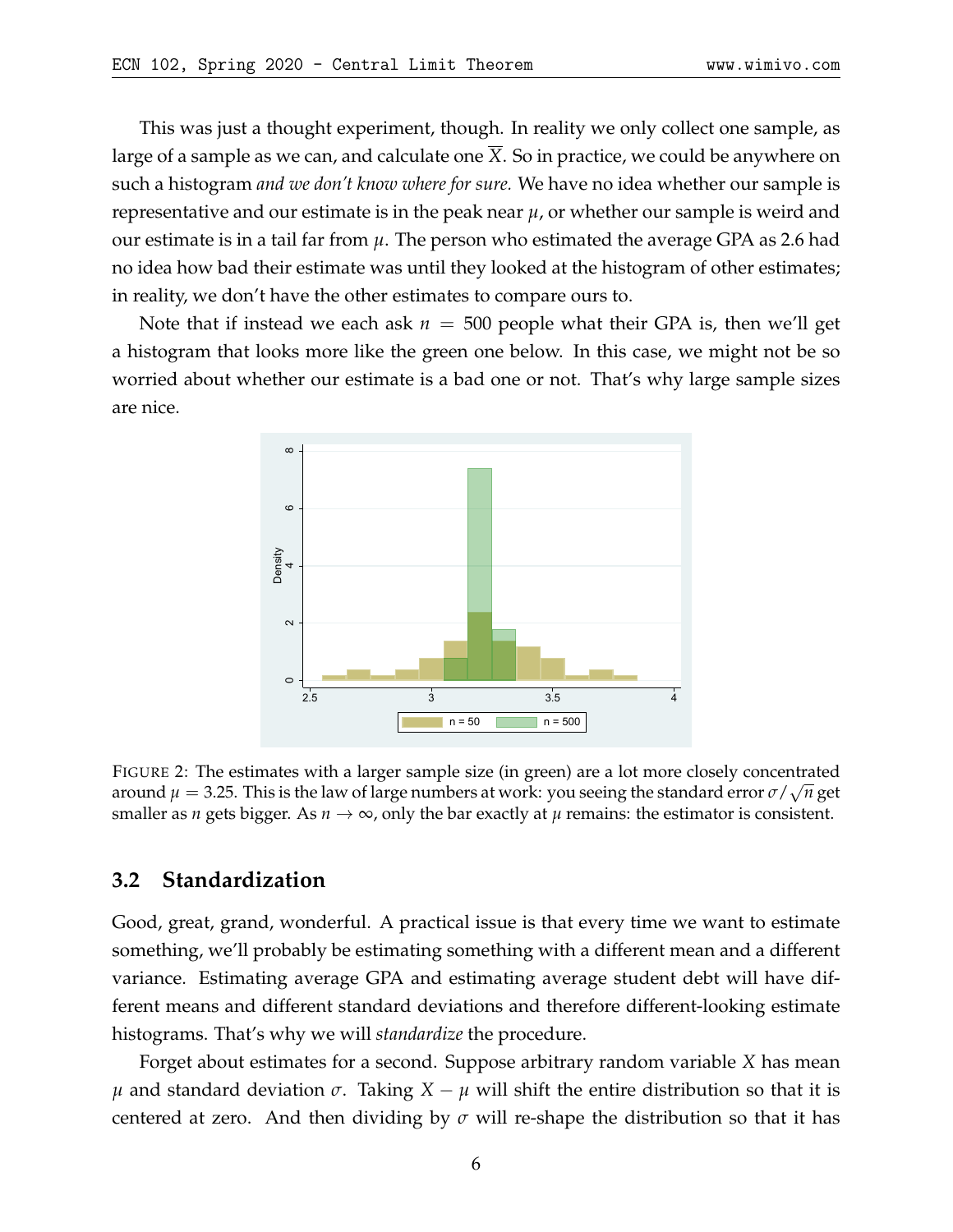This was just a thought experiment, though. In reality we only collect one sample, as large of a sample as we can, and calculate one $\overline{X}$. So in practice, we could be anywhere on such a histogram *and we don't know where for sure.* We have no idea whether our sample is representative and our estimate is in the peak near $\mu$, or whether our sample is weird and our estimate is in a tail far from $\mu$. The person who estimated the average GPA as 2.6 had no idea how bad their estimate was until they looked at the histogram of other estimates; in reality, we don't have the other estimates to compare ours to.

Note that if instead we each ask $n = 500$ people what their GPA is, then we'll get a histogram that looks more like the green one below. In this case, we might not be so worried about whether our estimate is a bad one or not. That's why large sample sizes are nice.

FIGURE 2: The estimates with a larger sample size (in green) are a lot more closely concentrated around $\mu = 3.25$. This is the law of large numbers at work: you seeing the standard error $\sigma/\sqrt{n}$ get smaller as $n$ gets bigger. As $n \to \infty$, only the bar exactly at $\mu$ remains: the estimator is consistent.

## 3.2 Standardization

Good, great, grand, wonderful. A practical issue is that every time we want to estimate something, we'll probably be estimating something with a different mean and a different variance. Estimating average GPA and estimating average student debt will have different means and different standard deviations and therefore different-looking estimate histograms. That's why we will *standardize* the procedure.

Forget about estimates for a second. Suppose arbitrary random variable $X$ has mean $\mu$ and standard deviation $\sigma$. Taking $X - \mu$ will shift the entire distribution so that it is centered at zero. And then dividing by $\sigma$ will re-shape the distribution so that it has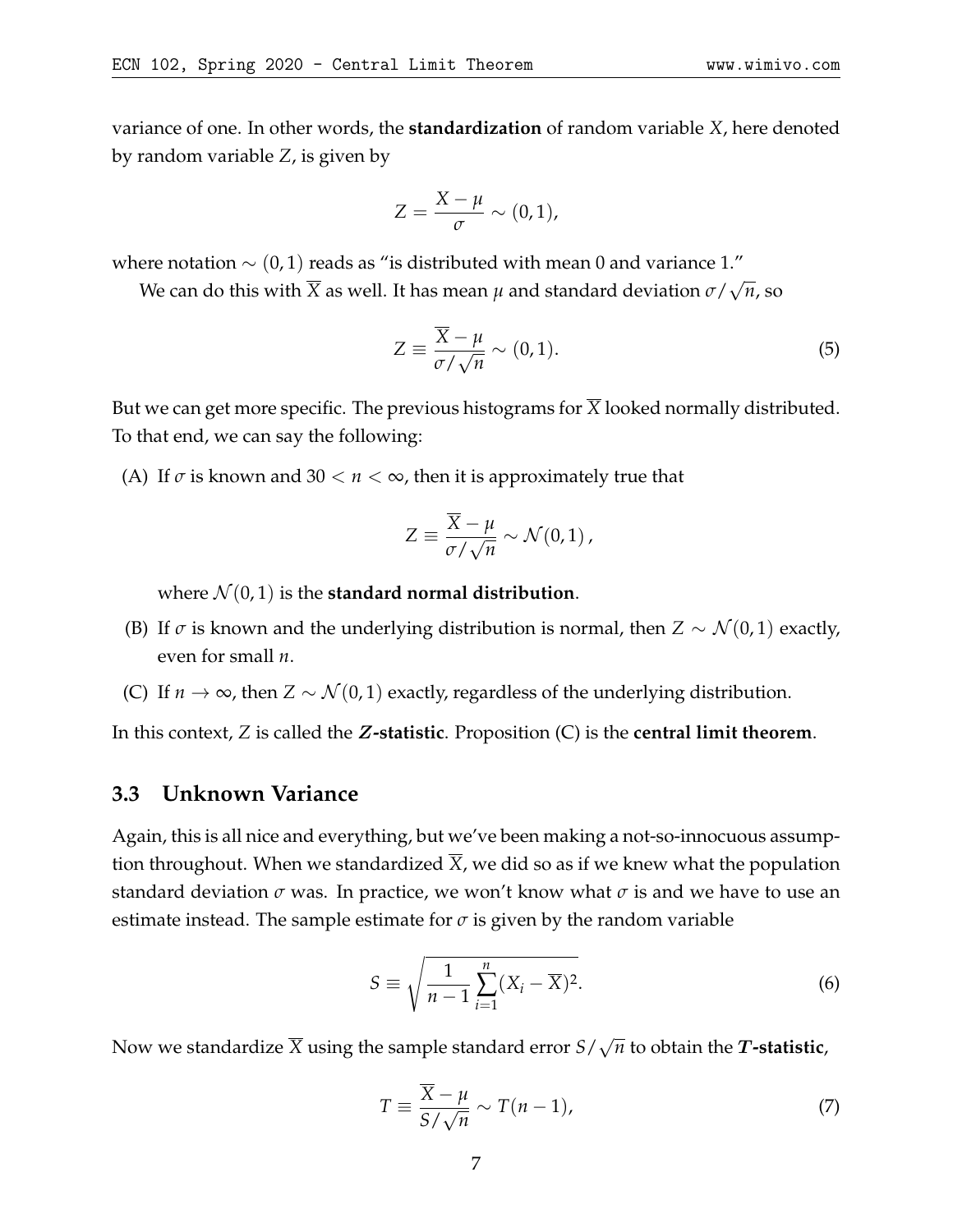variance of one. In other words, the **standardization** of random variable $X$, here denoted by random variable $Z$, is given by

$$Z = \frac{X - \mu}{\sigma} \sim (0, 1),$$

where notation $\sim (0, 1)$ reads as "is distributed with mean 0 and variance 1."

We can do this with $\overline{X}$ as well. It has mean $\mu$ and standard deviation $\sigma / \sqrt{n}$, so

$$Z \equiv \frac{\overline{X} - \mu}{\sigma / \sqrt{n}} \sim (0, 1). \tag{5}$$

But we can get more specific. The previous histograms for $\overline{X}$ looked normally distributed. To that end, we can say the following:

(A) If $\sigma$ is known and $30 < n < \infty$, then it is approximately true that

$$Z \equiv \frac{\overline{X} - \mu}{\sigma / \sqrt{n}} \sim \mathcal{N}(0, 1),$$

where $\mathcal{N}(0, 1)$ is the **standard normal distribution**.

(B) If $\sigma$ is known and the underlying distribution is normal, then $Z \sim \mathcal{N}(0, 1)$ exactly, even for small $n$.

(C) If $n \to \infty$, then $Z \sim \mathcal{N}(0, 1)$ exactly, regardless of the underlying distribution.

In this context, $Z$ is called the ***Z*-statistic**. Proposition (C) is the **central limit theorem**.

### 3.3 Unknown Variance

Again, this is all nice and everything, but we've been making a not-so-innocuous assumption throughout. When we standardized $\overline{X}$, we did so as if we knew what the population standard deviation $\sigma$ was. In practice, we won't know what $\sigma$ is and we have to use an estimate instead. The sample estimate for $\sigma$ is given by the random variable

$$S \equiv \sqrt{\frac{1}{n-1} \sum_{i=1}^{n} (X_i - \overline{X})^2}. \tag{6}$$

Now we standardize $\overline{X}$ using the sample standard error $S / \sqrt{n}$ to obtain the ***T*-statistic**,

$$T \equiv \frac{\overline{X} - \mu}{S / \sqrt{n}} \sim T(n - 1), \tag{7}$$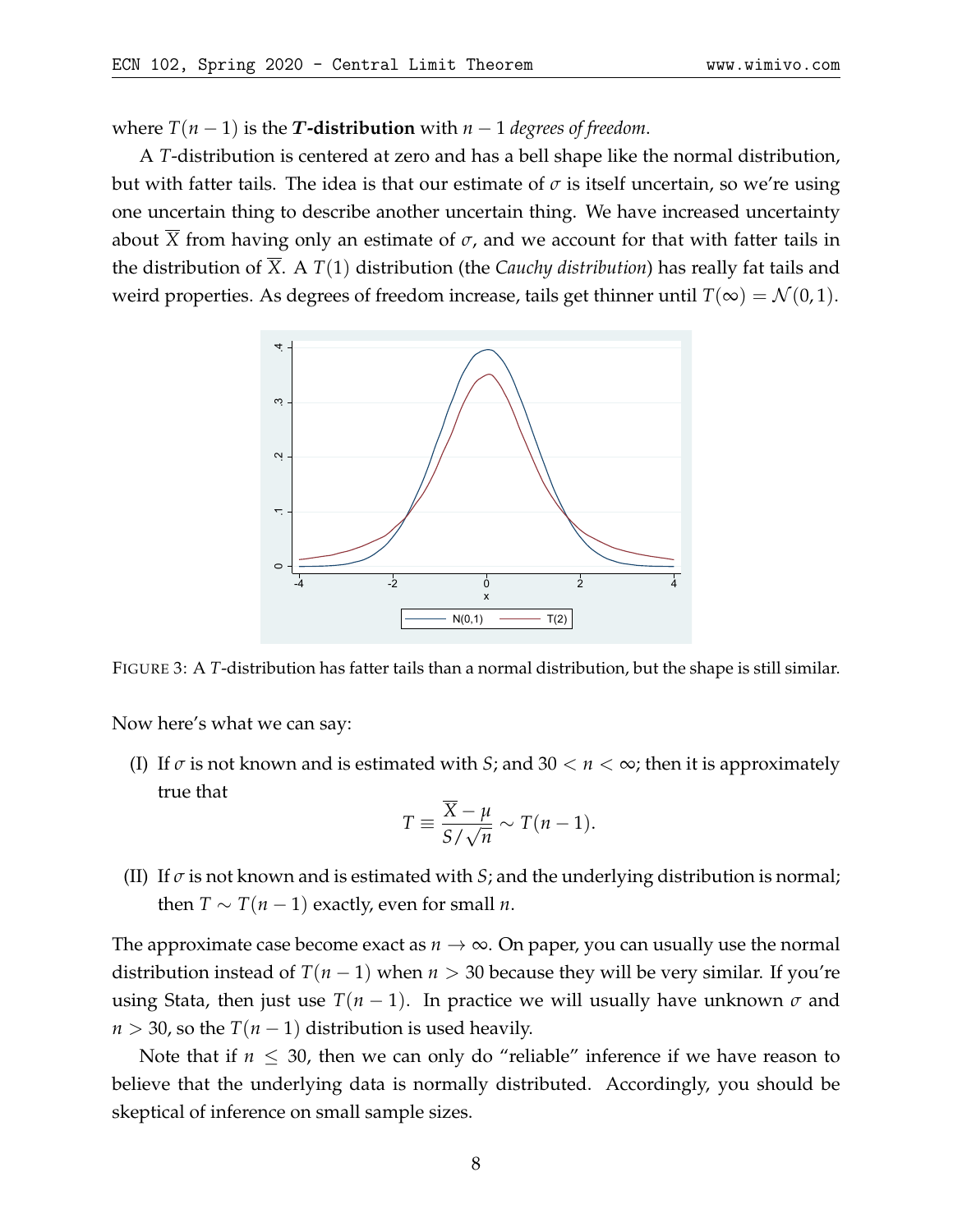where $T(n-1)$ is the ***T*-distribution** with $n-1$ *degrees of freedom*.

A $T$-distribution is centered at zero and has a bell shape like the normal distribution, but with fatter tails. The idea is that our estimate of $\sigma$ is itself uncertain, so we're using one uncertain thing to describe another uncertain thing. We have increased uncertainty about $\overline{X}$ from having only an estimate of $\sigma$, and we account for that with fatter tails in the distribution of $\overline{X}$. A $T(1)$ distribution (the *Cauchy distribution*) has really fat tails and weird properties. As degrees of freedom increase, tails get thinner until $T(\infty) = \mathcal{N}(0,1)$.

.4
.3
.2
.1
0
-4
-2
0
2
4
x
N(0,1)
T(2)

FIGURE 3: A $T$-distribution has fatter tails than a normal distribution, but the shape is still similar.

Now here's what we can say:

(I) If $\sigma$ is not known and is estimated with $S$; and $30 < n < \infty$; then it is approximately true that

$$T \equiv \frac{\overline{X} - \mu}{S/\sqrt{n}} \sim T(n-1).$$

(II) If $\sigma$ is not known and is estimated with $S$; and the underlying distribution is normal; then $T \sim T(n-1)$ exactly, even for small $n$.

The approximate case become exact as $n \to \infty$. On paper, you can usually use the normal distribution instead of $T(n-1)$ when $n > 30$ because they will be very similar. If you're using Stata, then just use $T(n-1)$. In practice we will usually have unknown $\sigma$ and $n > 30$, so the $T(n-1)$ distribution is used heavily.

Note that if $n \leq 30$, then we can only do "reliable" inference if we have reason to believe that the underlying data is normally distributed. Accordingly, you should be skeptical of inference on small sample sizes.